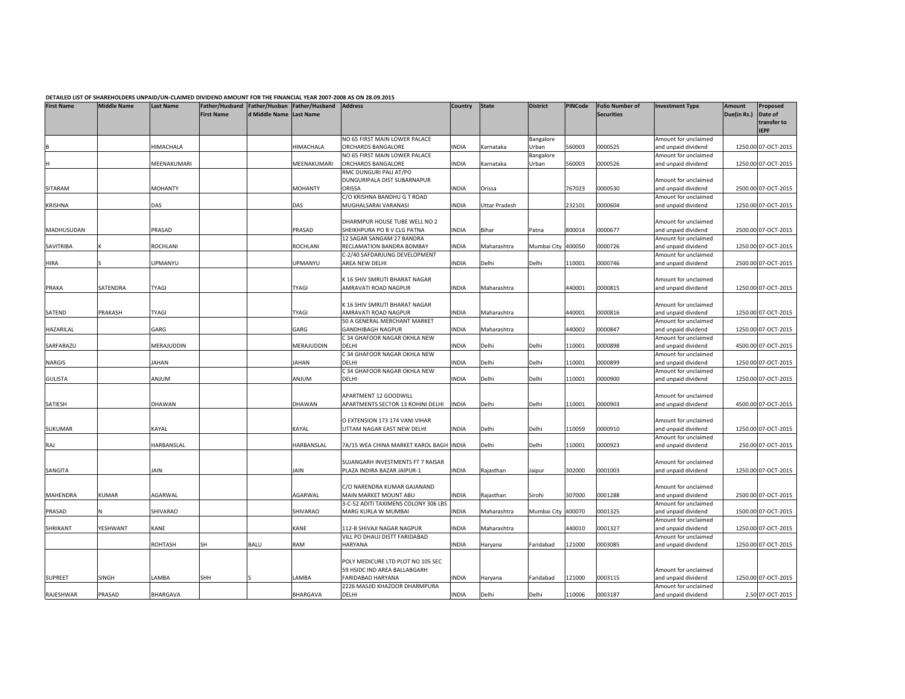**DETAILED LIST OF SHAREHOLDERS UNPAID/UN-CLAIMED DIVIDEND AMOUNT FOR THE FINANCIAL YEAR 2007-2008 AS ON 28.09.2015**

| First Name | Middle Name | Last Name | Father/Husband First Name | Father/Husband Middle Name | Father/Husband Last Name | Address | Country | State | District | PINCode | Folio Number of Securities | Investment Type | Amount Due(in Rs.) | Proposed Date of transfer to IEPF |
|---|---|---|---|---|---|---|---|---|---|---|---|---|---|---|
| B | | HIMACHALA | | | HIMACHALA | NO 65 FIRST MAIN LOWER PALACE ORCHARDS BANGALORE | INDIA | Karnataka | Bangalore Urban | 560003 | 0000525 | Amount for unclaimed and unpaid dividend | 1250.00 | 07-OCT-2015 |
| H | | MEENAKUMARI | | | MEENAKUMARI | NO 65 FIRST MAIN LOWER PALACE ORCHARDS BANGALORE | INDIA | Karnataka | Bangalore Urban | 560003 | 0000526 | Amount for unclaimed and unpaid dividend | 1250.00 | 07-OCT-2015 |
| SITARAM | | MOHANTY | | | MOHANTY | RMC DUNGURI PALI AT/PO DUNGURIPALA DIST SUBARNAPUR ORISSA | INDIA | Orissa | | 767023 | 0000530 | Amount for unclaimed and unpaid dividend | 2500.00 | 07-OCT-2015 |
| KRISHNA | | DAS | | | DAS | C/O KRISHNA BANDHU G T ROAD MUGHALSARAI VARANASI | INDIA | Uttar Pradesh | | 232101 | 0000604 | Amount for unclaimed and unpaid dividend | 1250.00 | 07-OCT-2015 |
| MADHUSUDAN | | PRASAD | | | PRASAD | DHARMPUR HOUSE TUBE WELL NO 2 SHEIKHPURA PO B V CLG PATNA | INDIA | Bihar | Patna | 800014 | 0000677 | Amount for unclaimed and unpaid dividend | 2500.00 | 07-OCT-2015 |
| SAVITRIBA | K | ROCHLANI | | | ROCHLANI | 12 SAGAR SANGAM 27 BANDRA RECLAMATION BANDRA BOMBAY | INDIA | Maharashtra | Mumbai City | 400050 | 0000726 | Amount for unclaimed and unpaid dividend | 1250.00 | 07-OCT-2015 |
| HIRA | S | UPMANYU | | | UPMANYU | C-2/40 SAFDARJUNG DEVELOPMENT AREA NEW DELHI | INDIA | Delhi | Delhi | 110001 | 0000746 | Amount for unclaimed and unpaid dividend | 2500.00 | 07-OCT-2015 |
| PRAKA | SATENDRA | TYAGI | | | TYAGI | K 16 SHIV SMRUTI BHARAT NAGAR AMRAVATI ROAD NAGPUR | INDIA | Maharashtra | | 440001 | 0000815 | Amount for unclaimed and unpaid dividend | 1250.00 | 07-OCT-2015 |
| SATEND | PRAKASH | TYAGI | | | TYAGI | K 16 SHIV SMRUTI BHARAT NAGAR AMRAVATI ROAD NAGPUR | INDIA | Maharashtra | | 440001 | 0000816 | Amount for unclaimed and unpaid dividend | 1250.00 | 07-OCT-2015 |
| HAZARILAL | | GARG | | | GARG | 50 A GENERAL MERCHANT MARKET GANDHIBAGH NAGPUR | INDIA | Maharashtra | | 440002 | 0000847 | Amount for unclaimed and unpaid dividend | 1250.00 | 07-OCT-2015 |
| SARFARAZU | | MERAJUDDIN | | | MERAJUDDIN | C 34 GHAFOOR NAGAR OKHLA NEW DELHI | INDIA | Delhi | Delhi | 110001 | 0000898 | Amount for unclaimed and unpaid dividend | 4500.00 | 07-OCT-2015 |
| NARGIS | | JAHAN | | | JAHAN | C 34 GHAFOOR NAGAR OKHLA NEW DELHI | INDIA | Delhi | Delhi | 110001 | 0000899 | Amount for unclaimed and unpaid dividend | 1250.00 | 07-OCT-2015 |
| GULISTA | | ANJUM | | | ANJUM | C 34 GHAFOOR NAGAR OKHLA NEW DELHI | INDIA | Delhi | Delhi | 110001 | 0000900 | Amount for unclaimed and unpaid dividend | 1250.00 | 07-OCT-2015 |
| SATIESH | | DHAWAN | | | DHAWAN | APARTMENT 12 GOODWILL APARTMENTS SECTOR 13 ROHINI DELHI | INDIA | Delhi | Delhi | 110001 | 0000903 | Amount for unclaimed and unpaid dividend | 4500.00 | 07-OCT-2015 |
| SUKUMAR | | KAYAL | | | KAYAL | O EXTENSION 173 174 VANI VIHAR UTTAM NAGAR EAST NEW DELHI | INDIA | Delhi | Delhi | 110059 | 0000910 | Amount for unclaimed and unpaid dividend | 1250.00 | 07-OCT-2015 |
| RAJ | | HARBANSLAL | | | HARBANSLAL | 7A/15 WEA CHINA MARKET KAROL BAGH | INDIA | Delhi | Delhi | 110001 | 0000923 | Amount for unclaimed and unpaid dividend | 250.00 | 07-OCT-2015 |
| SANGITA | | JAIN | | | JAIN | SUJANGARH INVESTMENTS FT 7 RAISAR PLAZA INDIRA BAZAR JAIPUR-1 | INDIA | Rajasthan | Jaipur | 302000 | 0001003 | Amount for unclaimed and unpaid dividend | 1250.00 | 07-OCT-2015 |
| MAHENDRA | KUMAR | AGARWAL | | | AGARWAL | C/O NARENDRA KUMAR GAJANAND MAIN MARKET MOUNT ABU | INDIA | Rajasthan | Sirohi | 307000 | 0001288 | Amount for unclaimed and unpaid dividend | 2500.00 | 07-OCT-2015 |
| PRASAD | N | SHIVARAO | | | SHIVARAO | 3-C-52 ADITI TAXIMENS COLONY 306 LBS MARG KURLA W MUMBAI | INDIA | Maharashtra | Mumbai City | 400070 | 0001325 | Amount for unclaimed and unpaid dividend | 1500.00 | 07-OCT-2015 |
| SHRIKANT | YESHWANT | KANE | | | KANE | 112-B SHIVAJI NAGAR NAGPUR | INDIA | Maharashtra | | 440010 | 0001327 | Amount for unclaimed and unpaid dividend | 1250.00 | 07-OCT-2015 |
| | | ROHTASH | SH | BALU | RAM | VILL PO DHAUJ DISTT FARIDABAD HARYANA | INDIA | Haryana | Faridabad | 121000 | 0003085 | Amount for unclaimed and unpaid dividend | 1250.00 | 07-OCT-2015 |
| SUPREET | SINGH | LAMBA | SHH | S | LAMBA | POLY MEDICURE LTD PLOT NO 105 SEC 59 HSIDC IND AREA BALLABGARH FARIDABAD HARYANA | INDIA | Haryana | Faridabad | 121000 | 0003115 | Amount for unclaimed and unpaid dividend | 1250.00 | 07-OCT-2015 |
| RAJESHWAR | PRASAD | BHARGAVA | | | BHARGAVA | 2226 MASJID KHAZOOR DHARMPURA DELHI | INDIA | Delhi | Delhi | 110006 | 0003187 | Amount for unclaimed and unpaid dividend | 2.50 | 07-OCT-2015 |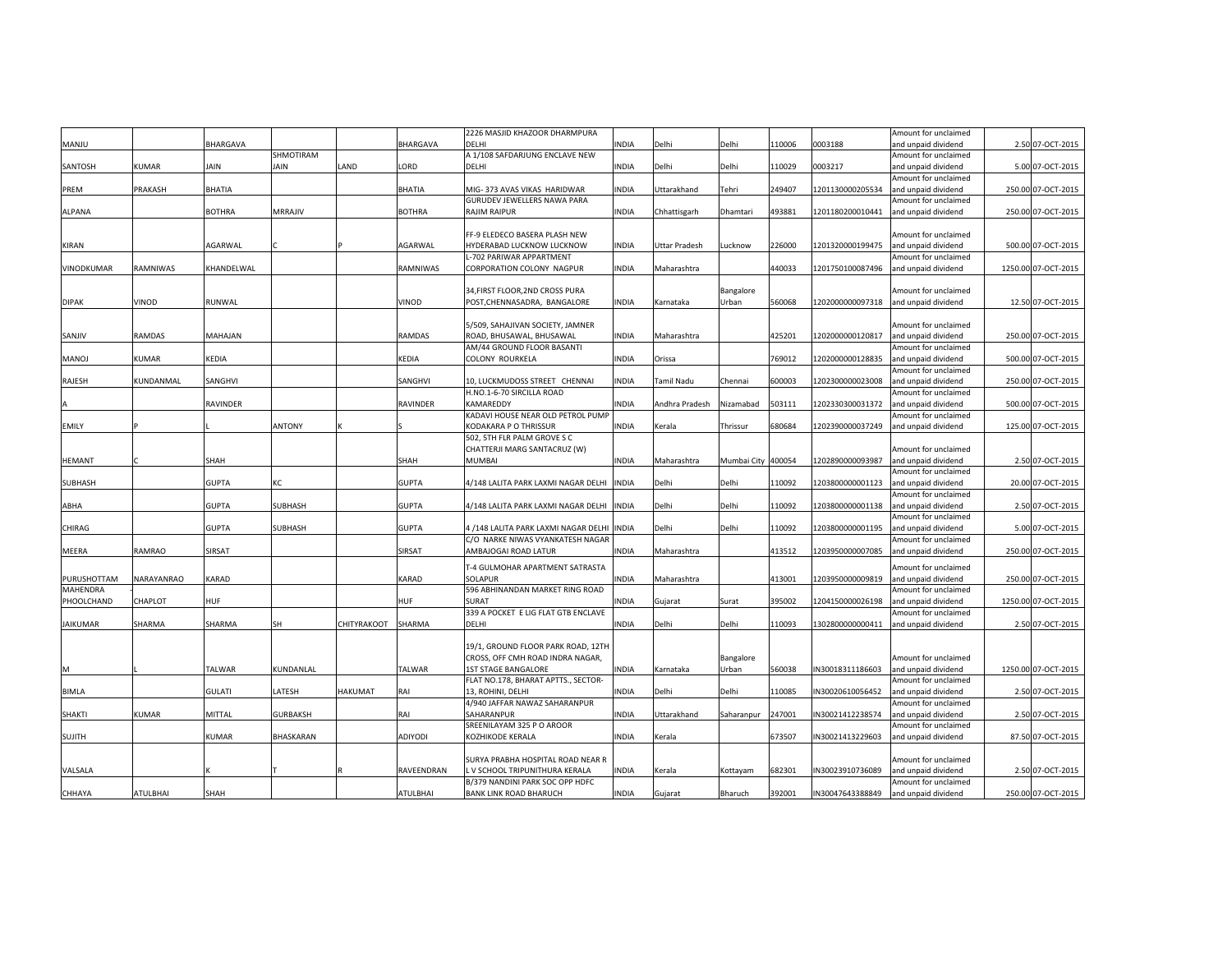| | | | | | | | | | | | | | | |
|---|---|---|---|---|---|---|---|---|---|---|---|---|---|---|
| MANJU | | BHARGAVA | | | BHARGAVA | 2226 MASJID KHAZOOR DHARMPURA DELHI | INDIA | Delhi | Delhi | 110006 | 0003188 | Amount for unclaimed and unpaid dividend | 2.50 | 07-OCT-2015 |
| SANTOSH | KUMAR | JAIN | SHMOTIRAM JAIN | LAND | LORD | A 1/108 SAFDARJUNG ENCLAVE NEW DELHI | INDIA | Delhi | Delhi | 110029 | 0003217 | Amount for unclaimed and unpaid dividend | 5.00 | 07-OCT-2015 |
| PREM | PRAKASH | BHATIA | | | BHATIA | MIG- 373 AVAS VIKAS HARIDWAR | INDIA | Uttarakhand | Tehri | 249407 | 1201130000205534 | Amount for unclaimed and unpaid dividend | 250.00 | 07-OCT-2015 |
| ALPANA | | BOTHRA | MRRAJIV | | BOTHRA | GURUDEV JEWELLERS NAWA PARA RAJIM RAIPUR | INDIA | Chhattisgarh | Dhamtari | 493881 | 1201180200010441 | Amount for unclaimed and unpaid dividend | 250.00 | 07-OCT-2015 |
| KIRAN | | AGARWAL | C | P | AGARWAL | FF-9 ELEDECO BASERA PLASH NEW HYDERABAD LUCKNOW LUCKNOW | INDIA | Uttar Pradesh | Lucknow | 226000 | 1201320000199475 | Amount for unclaimed and unpaid dividend | 500.00 | 07-OCT-2015 |
| VINODKUMAR | RAMNIWAS | KHANDELWAL | | | RAMNIWAS | L-702 PARIWAR APPARTMENT CORPORATION COLONY NAGPUR | INDIA | Maharashtra | | 440033 | 1201750100087496 | Amount for unclaimed and unpaid dividend | 1250.00 | 07-OCT-2015 |
| DIPAK | VINOD | RUNWAL | | | VINOD | 34,FIRST FLOOR,2ND CROSS PURA POST,CHENNASADRA, BANGALORE | INDIA | Karnataka | Bangalore Urban | 560068 | 1202000000097318 | Amount for unclaimed and unpaid dividend | 12.50 | 07-OCT-2015 |
| SANJIV | RAMDAS | MAHAJAN | | | RAMDAS | 5/509, SAHAJIVAN SOCIETY, JAMNER ROAD, BHUSAWAL, BHUSAWAL | INDIA | Maharashtra | | 425201 | 1202000000120817 | Amount for unclaimed and unpaid dividend | 250.00 | 07-OCT-2015 |
| MANOJ | KUMAR | KEDIA | | | KEDIA | AM/44 GROUND FLOOR BASANTI COLONY ROURKELA | INDIA | Orissa | | 769012 | 1202000000128835 | Amount for unclaimed and unpaid dividend | 500.00 | 07-OCT-2015 |
| RAJESH | KUNDANMAL | SANGHVI | | | SANGHVI | 10, LUCKMUDOSS STREET CHENNAI | INDIA | Tamil Nadu | Chennai | 600003 | 1202300000023008 | Amount for unclaimed and unpaid dividend | 250.00 | 07-OCT-2015 |
| A | | RAVINDER | | | RAVINDER | H.NO.1-6-70 SIRCILLA ROAD KAMAREDDY | INDIA | Andhra Pradesh | Nizamabad | 503111 | 1202330300031372 | Amount for unclaimed and unpaid dividend | 500.00 | 07-OCT-2015 |
| EMILY | P | L | ANTONY | K | S | KADAVI HOUSE NEAR OLD PETROL PUMP KODAKARA P O THRISSUR | INDIA | Kerala | Thrissur | 680684 | 1202390000037249 | Amount for unclaimed and unpaid dividend | 125.00 | 07-OCT-2015 |
| HEMANT | C | SHAH | | | SHAH | 502, 5TH FLR PALM GROVE S C CHATTERJI MARG SANTACRUZ (W) MUMBAI | INDIA | Maharashtra | Mumbai City | 400054 | 1202890000093987 | Amount for unclaimed and unpaid dividend | 2.50 | 07-OCT-2015 |
| SUBHASH | | GUPTA | KC | | GUPTA | 4/148 LALITA PARK LAXMI NAGAR DELHI | INDIA | Delhi | Delhi | 110092 | 1203800000001123 | Amount for unclaimed and unpaid dividend | 20.00 | 07-OCT-2015 |
| ABHA | | GUPTA | SUBHASH | | GUPTA | 4/148 LALITA PARK LAXMI NAGAR DELHI | INDIA | Delhi | Delhi | 110092 | 1203800000001138 | Amount for unclaimed and unpaid dividend | 2.50 | 07-OCT-2015 |
| CHIRAG | | GUPTA | SUBHASH | | GUPTA | 4 /148 LALITA PARK LAXMI NAGAR DELHI | INDIA | Delhi | Delhi | 110092 | 1203800000001195 | Amount for unclaimed and unpaid dividend | 5.00 | 07-OCT-2015 |
| MEERA | RAMRAO | SIRSAT | | | SIRSAT | C/O NARKE NIWAS VYANKATESH NAGAR AMBAJOGAI ROAD LATUR | INDIA | Maharashtra | | 413512 | 1203950000007085 | Amount for unclaimed and unpaid dividend | 250.00 | 07-OCT-2015 |
| PURUSHOTTAM | NARAYANRAO | KARAD | | | KARAD | T-4 GULMOHAR APARTMENT SATRASTA SOLAPUR | INDIA | Maharashtra | | 413001 | 1203950000009819 | Amount for unclaimed and unpaid dividend | 250.00 | 07-OCT-2015 |
| MAHENDRA PHOOLCHAND | - CHAPLOT | HUF | | | HUF | 596 ABHINANDAN MARKET RING ROAD SURAT | INDIA | Gujarat | Surat | 395002 | 1204150000026198 | Amount for unclaimed and unpaid dividend | 1250.00 | 07-OCT-2015 |
| JAIKUMAR | SHARMA | SHARMA | SH | CHITYRAKOOT | SHARMA | 339 A POCKET E LIG FLAT GTB ENCLAVE DELHI | INDIA | Delhi | Delhi | 110093 | 1302800000000411 | Amount for unclaimed and unpaid dividend | 2.50 | 07-OCT-2015 |
| M | L | TALWAR | KUNDANLAL | | TALWAR | 19/1, GROUND FLOOR PARK ROAD, 12TH CROSS, OFF CMH ROAD INDRA NAGAR, 1ST STAGE BANGALORE | INDIA | Karnataka | Bangalore Urban | 560038 | IN30018311186603 | Amount for unclaimed and unpaid dividend | 1250.00 | 07-OCT-2015 |
| BIMLA | | GULATI | LATESH | HAKUMAT | RAI | FLAT NO.178, BHARAT APTTS., SECTOR-13, ROHINI, DELHI | INDIA | Delhi | Delhi | 110085 | IN30020610056452 | Amount for unclaimed and unpaid dividend | 2.50 | 07-OCT-2015 |
| SHAKTI | KUMAR | MITTAL | GURBAKSH | | RAI | 4/940 JAFFAR NAWAZ SAHARANPUR SAHARANPUR | INDIA | Uttarakhand | Saharanpur | 247001 | IN30021412238574 | Amount for unclaimed and unpaid dividend | 2.50 | 07-OCT-2015 |
| SUJITH | | KUMAR | BHASKARAN | | ADIYODI | SREENILAYAM 325 P O AROOR KOZHIKODE KERALA | INDIA | Kerala | | 673507 | IN30021413229603 | Amount for unclaimed and unpaid dividend | 87.50 | 07-OCT-2015 |
| VALSALA | | K | T | R | RAVEENDRAN | SURYA PRABHA HOSPITAL ROAD NEAR R L V SCHOOL TRIPUNITHURA KERALA | INDIA | Kerala | Kottayam | 682301 | IN30023910736089 | Amount for unclaimed and unpaid dividend | 2.50 | 07-OCT-2015 |
| CHHAYA | ATULBHAI | SHAH | | | ATULBHAI | B/379 NANDINI PARK SOC OPP HDFC BANK LINK ROAD BHARUCH | INDIA | Gujarat | Bharuch | 392001 | IN30047643388849 | Amount for unclaimed and unpaid dividend | 250.00 | 07-OCT-2015 |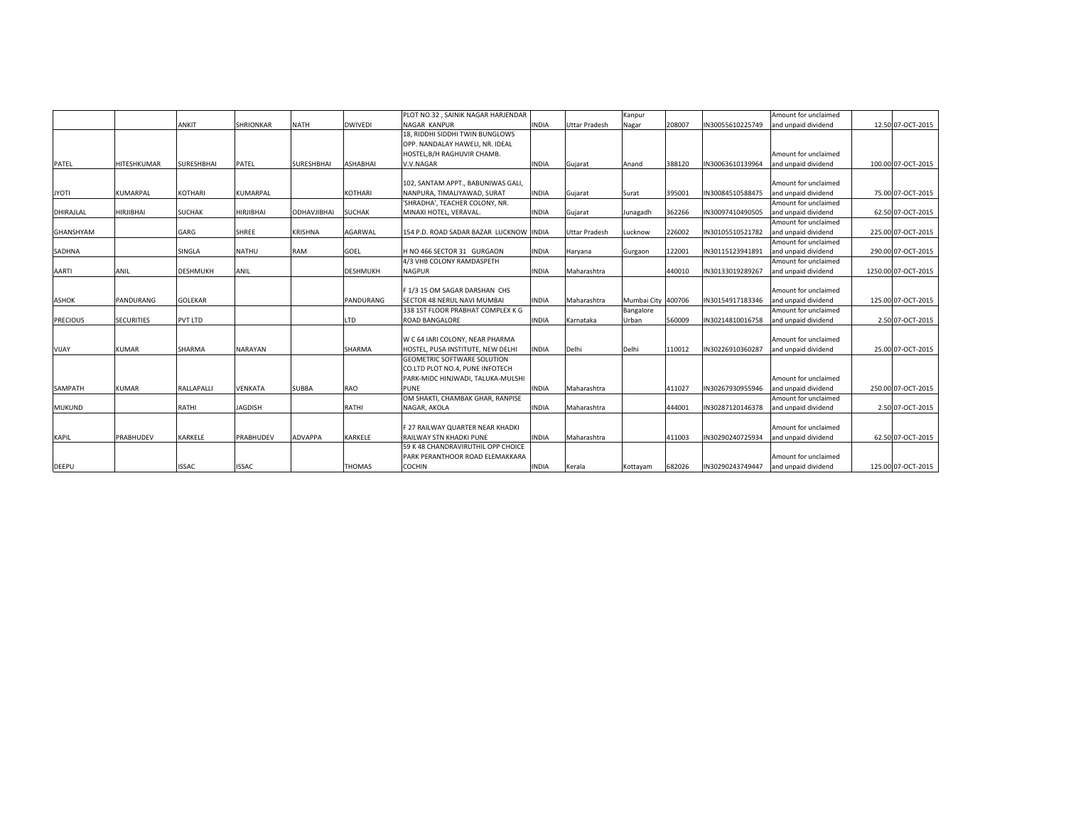| | | | | | | | | | | | | | | |
|---|---|---|---|---|---|---|---|---|---|---|---|---|---|---|
| | | ANKIT | SHRIONKAR | NATH | DWIVEDI | PLOT NO.32 , SAINIK NAGAR HARJENDAR NAGAR KANPUR | INDIA | Uttar Pradesh | Kanpur Nagar | 208007 | IN30055610225749 | Amount for unclaimed and unpaid dividend | 12.50 | 07-OCT-2015 |
| PATEL | HITESHKUMAR | SURESHBHAI | PATEL | SURESHBHAI | ASHABHAI | 18, RIDDHI SIDDHI TWIN BUNGLOWS OPP. NANDALAY HAWELI, NR. IDEAL HOSTEL,B/H RAGHUVIR CHAMB. V.V.NAGAR | INDIA | Gujarat | Anand | 388120 | IN30063610139964 | Amount for unclaimed and unpaid dividend | 100.00 | 07-OCT-2015 |
| JYOTI | KUMARPAL | KOTHARI | KUMARPAL | | KOTHARI | 102, SANTAM APPT., BABUNIWAS GALI, NANPURA, TIMALIYAWAD, SURAT | INDIA | Gujarat | Surat | 395001 | IN30084510588475 | Amount for unclaimed and unpaid dividend | 75.00 | 07-OCT-2015 |
| DHIRAJLAL | HIRJIBHAI | SUCHAK | HIRJIBHAI | ODHAVJIBHAI | SUCHAK | 'SHRADHA', TEACHER COLONY, NR. MINAXI HOTEL, VERAVAL. | INDIA | Gujarat | Junagadh | 362266 | IN30097410490505 | Amount for unclaimed and unpaid dividend | 62.50 | 07-OCT-2015 |
| GHANSHYAM | | GARG | SHREE | KRISHNA | AGARWAL | 154 P.D. ROAD SADAR BAZAR LUCKNOW | INDIA | Uttar Pradesh | Lucknow | 226002 | IN30105510521782 | Amount for unclaimed and unpaid dividend | 225.00 | 07-OCT-2015 |
| SADHNA | | SINGLA | NATHU | RAM | GOEL | H NO 466 SECTOR 31 GURGAON | INDIA | Haryana | Gurgaon | 122001 | IN30115123941891 | Amount for unclaimed and unpaid dividend | 290.00 | 07-OCT-2015 |
| AARTI | ANIL | DESHMUKH | ANIL | | DESHMUKH | 4/3 VHB COLONY RAMDASPETH NAGPUR | INDIA | Maharashtra | | 440010 | IN30133019289267 | Amount for unclaimed and unpaid dividend | 1250.00 | 07-OCT-2015 |
| ASHOK | PANDURANG | GOLEKAR | | | PANDURANG | F 1/3 15 OM SAGAR DARSHAN CHS SECTOR 48 NERUL NAVI MUMBAI | INDIA | Maharashtra | Mumbai City | 400706 | IN30154917183346 | Amount for unclaimed and unpaid dividend | 125.00 | 07-OCT-2015 |
| PRECIOUS | SECURITIES | PVT LTD | | | LTD | 338 1ST FLOOR PRABHAT COMPLEX K G ROAD BANGALORE | INDIA | Karnataka | Bangalore Urban | 560009 | IN30214810016758 | Amount for unclaimed and unpaid dividend | 2.50 | 07-OCT-2015 |
| VIJAY | KUMAR | SHARMA | NARAYAN | | SHARMA | W C 64 IARI COLONY, NEAR PHARMA HOSTEL, PUSA INSTITUTE, NEW DELHI | INDIA | Delhi | Delhi | 110012 | IN30226910360287 | Amount for unclaimed and unpaid dividend | 25.00 | 07-OCT-2015 |
| SAMPATH | KUMAR | RALLAPALLI | VENKATA | SUBBA | RAO | GEOMETRIC SOFTWARE SOLUTION CO.LTD PLOT NO.4, PUNE INFOTECH PARK-MIDC HINJWADI, TALUKA-MULSHI PUNE | INDIA | Maharashtra | | 411027 | IN30267930955946 | Amount for unclaimed and unpaid dividend | 250.00 | 07-OCT-2015 |
| MUKUND | | RATHI | JAGDISH | | RATHI | OM SHAKTI, CHAMBAK GHAR, RANPISE NAGAR, AKOLA | INDIA | Maharashtra | | 444001 | IN30287120146378 | Amount for unclaimed and unpaid dividend | 2.50 | 07-OCT-2015 |
| KAPIL | PRABHUDEV | KARKELE | PRABHUDEV | ADVAPPA | KARKELE | F 27 RAILWAY QUARTER NEAR KHADKI RAILWAY STN KHADKI PUNE | INDIA | Maharashtra | | 411003 | IN30290240725934 | Amount for unclaimed and unpaid dividend | 62.50 | 07-OCT-2015 |
| DEEPU | | ISSAC | ISSAC | | THOMAS | 59 K 48 CHANDRAVIRUTHIL OPP CHOICE PARK PERANTHOOR ROAD ELEMAKKARA COCHIN | INDIA | Kerala | Kottayam | 682026 | IN30290243749447 | Amount for unclaimed and unpaid dividend | 125.00 | 07-OCT-2015 |